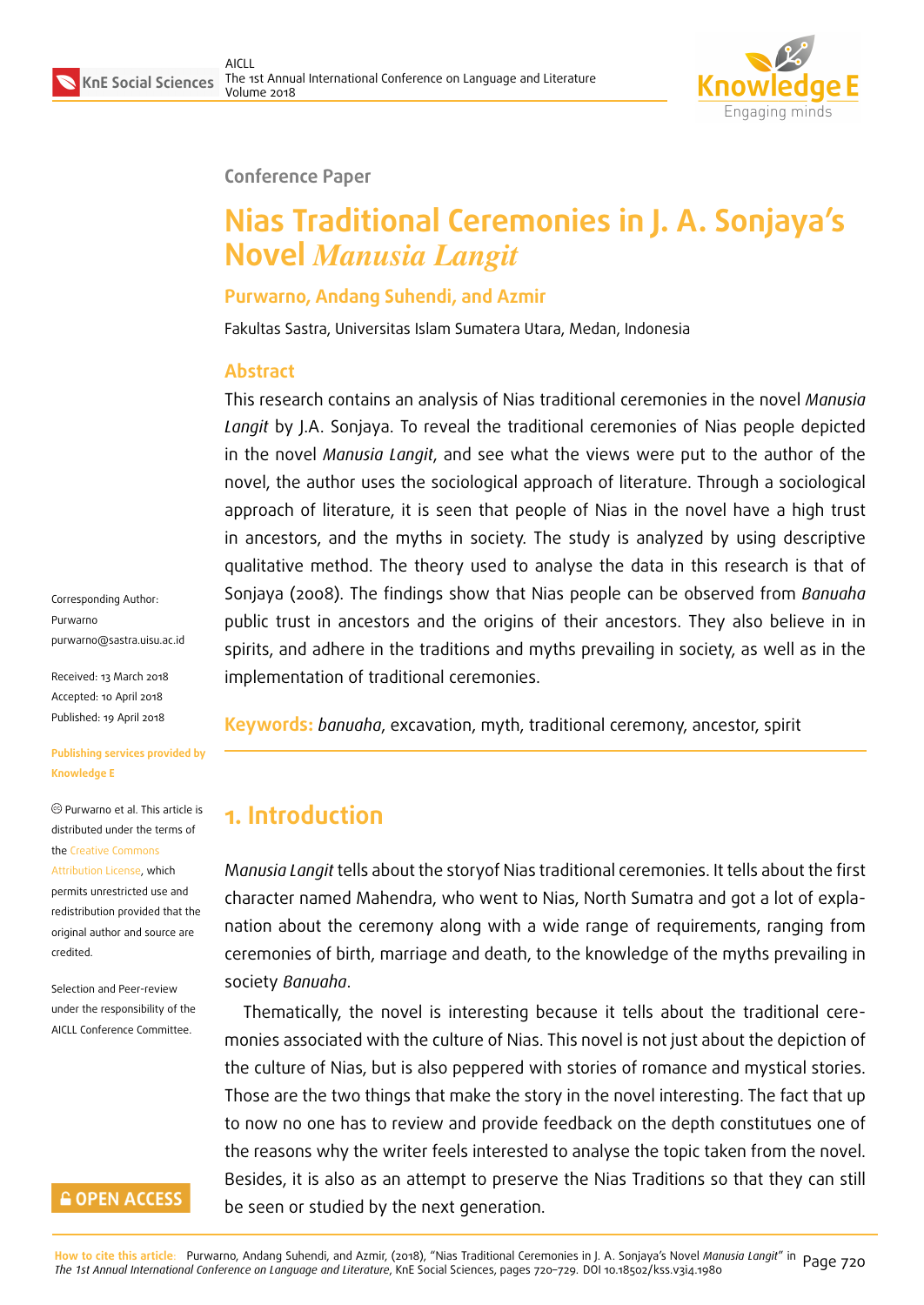Conference Paper

# Nias Traditional Ceremonies in J. A. Sonjaya's Novel *Manusia Langit*

**Purwarno, Andang Suhendi, and Azmir**

Fakultas Sastra, Universitas Islam Sumatera Utara, Medan, Indonesia

Corresponding Author:
Purwarno
purwarno@sastra.uisu.ac.id

Received: 13 March 2018
Accepted: 10 April 2018
Published: 19 April 2018

**Publishing services provided by Knowledge E**

Ⓒ Purwarno et al. This article is distributed under the terms of the Creative Commons Attribution License, which permits unrestricted use and redistribution provided that the original author and source are credited.

Selection and Peer-review under the responsibility of the AICLL Conference Committee.

## Abstract

This research contains an analysis of Nias traditional ceremonies in the novel *Manusia Langit* by J.A. Sonjaya. To reveal the traditional ceremonies of Nias people depicted in the novel *Manusia Langit*, and see what the views were put to the author of the novel, the author uses the sociological approach of literature. Through a sociological approach of literature, it is seen that people of Nias in the novel have a high trust in ancestors, and the myths in society. The study is analyzed by using descriptive qualitative method. The theory used to analyse the data in this research is that of Sonjaya (2008). The findings show that Nias people can be observed from *Banuaha* public trust in ancestors and the origins of their ancestors. They also believe in in spirits, and adhere in the traditions and myths prevailing in society, as well as in the implementation of traditional ceremonies.

**Keywords:** *banuaha*, excavation, myth, traditional ceremony, ancestor, spirit

## 1. Introduction

*Manusia Langit* tells about the storyof Nias traditional ceremonies. It tells about the first character named Mahendra, who went to Nias, North Sumatra and got a lot of explanation about the ceremony along with a wide range of requirements, ranging from ceremonies of birth, marriage and death, to the knowledge of the myths prevailing in society *Banuaha*.

Thematically, the novel is interesting because it tells about the traditional ceremonies associated with the culture of Nias. This novel is not just about the depiction of the culture of Nias, but is also peppered with stories of romance and mystical stories. Those are the two things that make the story in the novel interesting. The fact that up to now no one has to review and provide feedback on the depth constitutues one of the reasons why the writer feels interested to analyse the topic taken from the novel. Besides, it is also as an attempt to preserve the Nias Traditions so that they can still be seen or studied by the next generation.

How to cite this article: Purwarno, Andang Suhendi, and Azmir, (2018), "Nias Traditional Ceremonies in J. A. Sonjaya's Novel *Manusia Langit*" in *The 1st Annual International Conference on Language and Literature*, KnE Social Sciences, pages 720–729. DOI 10.18502/kss.v3i4.1980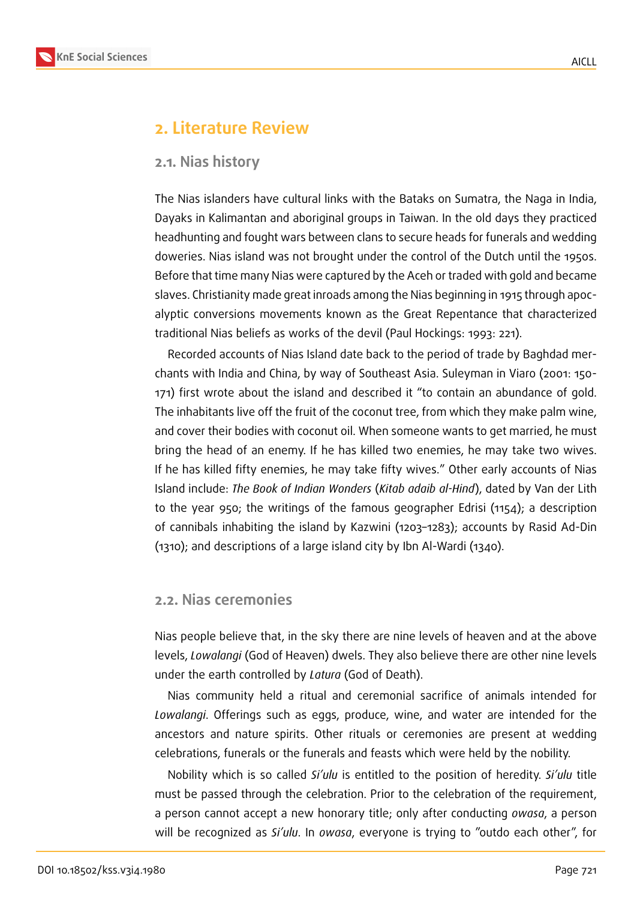## 2. Literature Review

### 2.1. Nias history

The Nias islanders have cultural links with the Bataks on Sumatra, the Naga in India, Dayaks in Kalimantan and aboriginal groups in Taiwan. In the old days they practiced headhunting and fought wars between clans to secure heads for funerals and wedding doweries. Nias island was not brought under the control of the Dutch until the 1950s. Before that time many Nias were captured by the Aceh or traded with gold and became slaves. Christianity made great inroads among the Nias beginning in 1915 through apocalyptic conversions movements known as the Great Repentance that characterized traditional Nias beliefs as works of the devil (Paul Hockings: 1993: 221).

Recorded accounts of Nias Island date back to the period of trade by Baghdad merchants with India and China, by way of Southeast Asia. Suleyman in Viaro (2001: 150-171) first wrote about the island and described it "to contain an abundance of gold. The inhabitants live off the fruit of the coconut tree, from which they make palm wine, and cover their bodies with coconut oil. When someone wants to get married, he must bring the head of an enemy. If he has killed two enemies, he may take two wives. If he has killed fifty enemies, he may take fifty wives." Other early accounts of Nias Island include: *The Book of Indian Wonders* (*Kitab adaib al-Hind*), dated by Van der Lith to the year 950; the writings of the famous geographer Edrisi (1154); a description of cannibals inhabiting the island by Kazwini (1203–1283); accounts by Rasid Ad-Din (1310); and descriptions of a large island city by Ibn Al-Wardi (1340).

### 2.2. Nias ceremonies

Nias people believe that, in the sky there are nine levels of heaven and at the above levels, *Lowalangi* (God of Heaven) dwels. They also believe there are other nine levels under the earth controlled by *Latura* (God of Death).

Nias community held a ritual and ceremonial sacrifice of animals intended for *Lowalangi*. Offerings such as eggs, produce, wine, and water are intended for the ancestors and nature spirits. Other rituals or ceremonies are present at wedding celebrations, funerals or the funerals and feasts which were held by the nobility.

Nobility which is so called *Si'ulu* is entitled to the position of heredity. *Si'ulu* title must be passed through the celebration. Prior to the celebration of the requirement, a person cannot accept a new honorary title; only after conducting *owasa*, a person will be recognized as *Si'ulu*. In *owasa*, everyone is trying to "outdo each other", for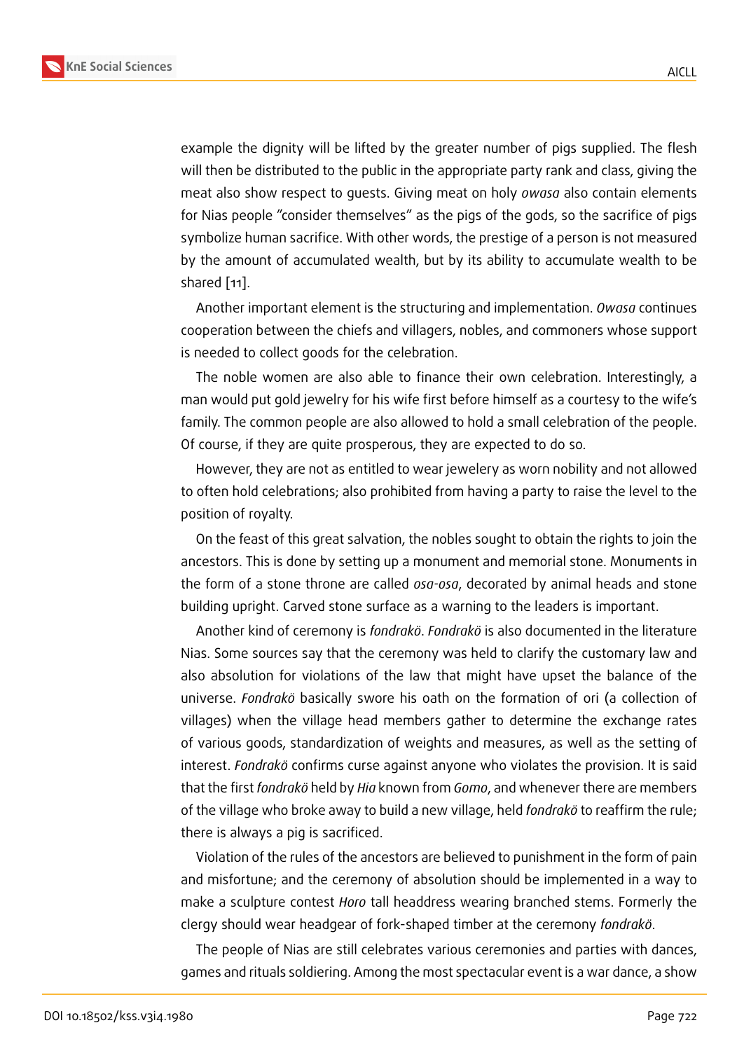example the dignity will be lifted by the greater number of pigs supplied. The flesh will then be distributed to the public in the appropriate party rank and class, giving the meat also show respect to guests. Giving meat on holy *owasa* also contain elements for Nias people "consider themselves" as the pigs of the gods, so the sacrifice of pigs symbolize human sacrifice. With other words, the prestige of a person is not measured by the amount of accumulated wealth, but by its ability to accumulate wealth to be shared [11].

Another important element is the structuring and implementation. *Owasa* continues cooperation between the chiefs and villagers, nobles, and commoners whose support is needed to collect goods for the celebration.

The noble women are also able to finance their own celebration. Interestingly, a man would put gold jewelry for his wife first before himself as a courtesy to the wife's family. The common people are also allowed to hold a small celebration of the people. Of course, if they are quite prosperous, they are expected to do so.

However, they are not as entitled to wear jewelery as worn nobility and not allowed to often hold celebrations; also prohibited from having a party to raise the level to the position of royalty.

On the feast of this great salvation, the nobles sought to obtain the rights to join the ancestors. This is done by setting up a monument and memorial stone. Monuments in the form of a stone throne are called *osa-osa*, decorated by animal heads and stone building upright. Carved stone surface as a warning to the leaders is important.

Another kind of ceremony is *fondrakö*. *Fondrakö* is also documented in the literature Nias. Some sources say that the ceremony was held to clarify the customary law and also absolution for violations of the law that might have upset the balance of the universe. *Fondrakö* basically swore his oath on the formation of ori (a collection of villages) when the village head members gather to determine the exchange rates of various goods, standardization of weights and measures, as well as the setting of interest. *Fondrakö* confirms curse against anyone who violates the provision. It is said that the first *fondrakö* held by *Hia* known from *Gomo*, and whenever there are members of the village who broke away to build a new village, held *fondrakö* to reaffirm the rule; there is always a pig is sacrificed.

Violation of the rules of the ancestors are believed to punishment in the form of pain and misfortune; and the ceremony of absolution should be implemented in a way to make a sculpture contest *Horo* tall headdress wearing branched stems. Formerly the clergy should wear headgear of fork-shaped timber at the ceremony *fondrakö*.

The people of Nias are still celebrates various ceremonies and parties with dances, games and rituals soldiering. Among the most spectacular event is a war dance, a show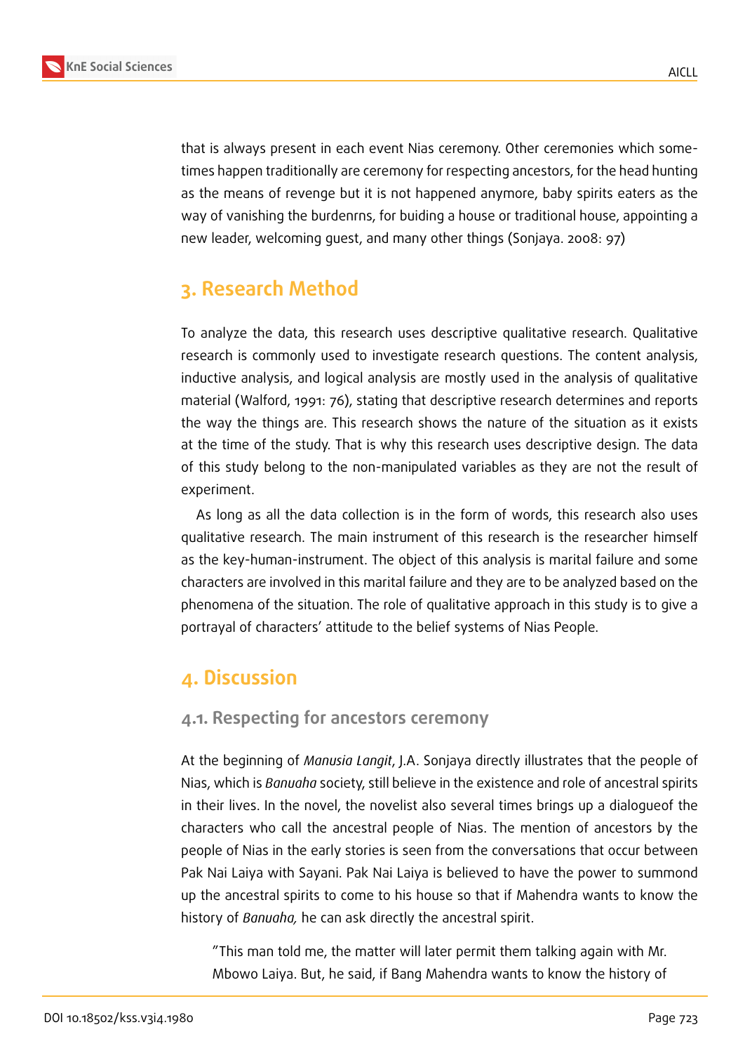that is always present in each event Nias ceremony. Other ceremonies which sometimes happen traditionally are ceremony for respecting ancestors, for the head hunting as the means of revenge but it is not happened anymore, baby spirits eaters as the way of vanishing the burdenrns, for buiding a house or traditional house, appointing a new leader, welcoming guest, and many other things (Sonjaya. 2008: 97)

## 3. Research Method

To analyze the data, this research uses descriptive qualitative research. Qualitative research is commonly used to investigate research questions. The content analysis, inductive analysis, and logical analysis are mostly used in the analysis of qualitative material (Walford, 1991: 76), stating that descriptive research determines and reports the way the things are. This research shows the nature of the situation as it exists at the time of the study. That is why this research uses descriptive design. The data of this study belong to the non-manipulated variables as they are not the result of experiment.

As long as all the data collection is in the form of words, this research also uses qualitative research. The main instrument of this research is the researcher himself as the key-human-instrument. The object of this analysis is marital failure and some characters are involved in this marital failure and they are to be analyzed based on the phenomena of the situation. The role of qualitative approach in this study is to give a portrayal of characters' attitude to the belief systems of Nias People.

## 4. Discussion

### 4.1. Respecting for ancestors ceremony

At the beginning of *Manusia Langit*, J.A. Sonjaya directly illustrates that the people of Nias, which is *Banuaha* society, still believe in the existence and role of ancestral spirits in their lives. In the novel, the novelist also several times brings up a dialogueof the characters who call the ancestral people of Nias. The mention of ancestors by the people of Nias in the early stories is seen from the conversations that occur between Pak Nai Laiya with Sayani. Pak Nai Laiya is believed to have the power to summond up the ancestral spirits to come to his house so that if Mahendra wants to know the history of *Banuaha,* he can ask directly the ancestral spirit.

> "This man told me, the matter will later permit them talking again with Mr. Mbowo Laiya. But, he said, if Bang Mahendra wants to know the history of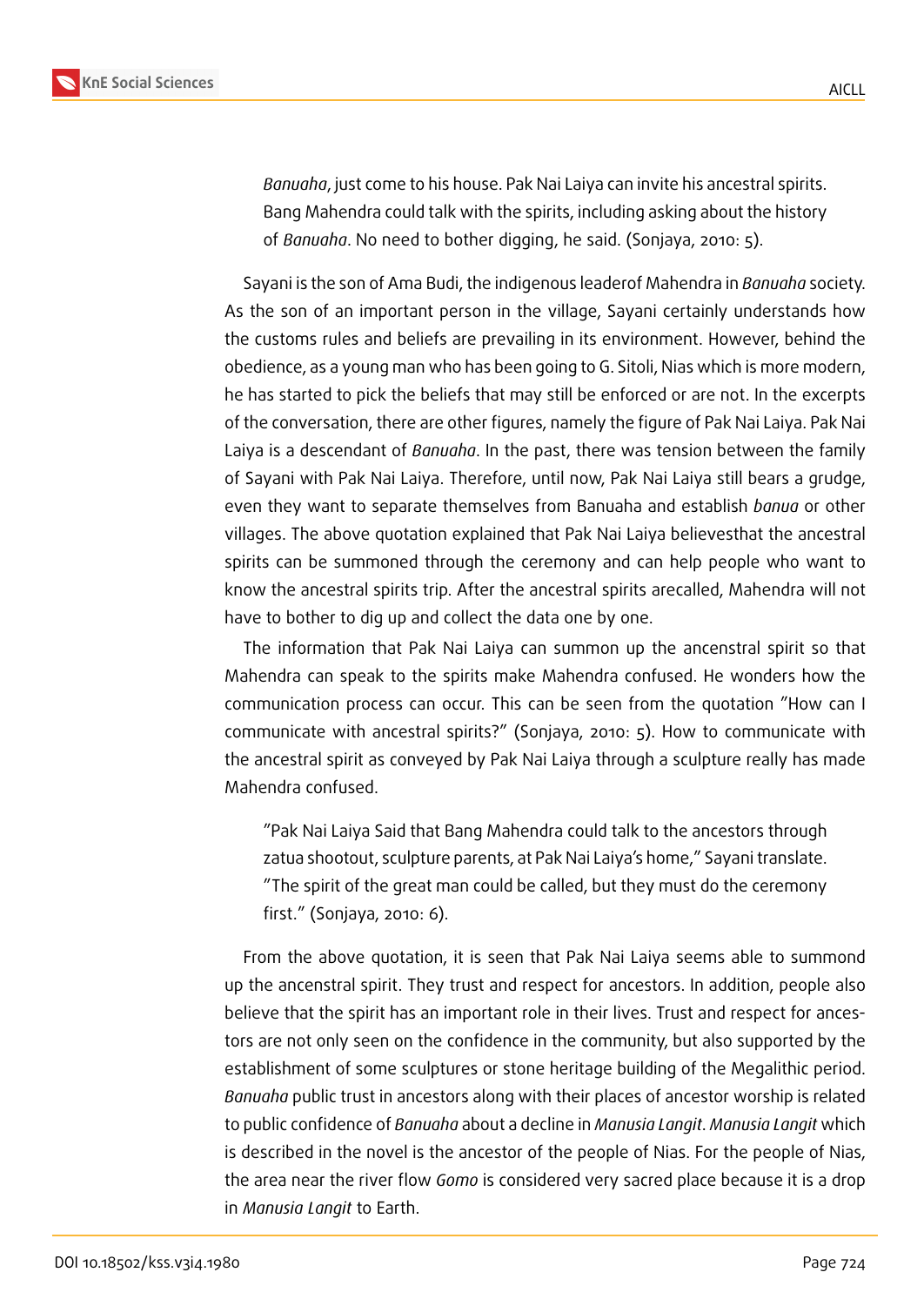> *Banuaha*, just come to his house. Pak Nai Laiya can invite his ancestral spirits. Bang Mahendra could talk with the spirits, including asking about the history of *Banuaha*. No need to bother digging, he said. (Sonjaya, 2010: 5).

Sayani is the son of Ama Budi, the indigenous leaderof Mahendra in *Banuaha* society. As the son of an important person in the village, Sayani certainly understands how the customs rules and beliefs are prevailing in its environment. However, behind the obedience, as a young man who has been going to G. Sitoli, Nias which is more modern, he has started to pick the beliefs that may still be enforced or are not. In the excerpts of the conversation, there are other figures, namely the figure of Pak Nai Laiya. Pak Nai Laiya is a descendant of *Banuaha*. In the past, there was tension between the family of Sayani with Pak Nai Laiya. Therefore, until now, Pak Nai Laiya still bears a grudge, even they want to separate themselves from Banuaha and establish *banua* or other villages. The above quotation explained that Pak Nai Laiya believesthat the ancestral spirits can be summoned through the ceremony and can help people who want to know the ancestral spirits trip. After the ancestral spirits arecalled, Mahendra will not have to bother to dig up and collect the data one by one.

The information that Pak Nai Laiya can summon up the ancenstral spirit so that Mahendra can speak to the spirits make Mahendra confused. He wonders how the communication process can occur. This can be seen from the quotation "How can I communicate with ancestral spirits?" (Sonjaya, 2010: 5). How to communicate with the ancestral spirit as conveyed by Pak Nai Laiya through a sculpture really has made Mahendra confused.

> "Pak Nai Laiya Said that Bang Mahendra could talk to the ancestors through zatua shootout, sculpture parents, at Pak Nai Laiya's home," Sayani translate. "The spirit of the great man could be called, but they must do the ceremony first." (Sonjaya, 2010: 6).

From the above quotation, it is seen that Pak Nai Laiya seems able to summond up the ancenstral spirit. They trust and respect for ancestors. In addition, people also believe that the spirit has an important role in their lives. Trust and respect for ancestors are not only seen on the confidence in the community, but also supported by the establishment of some sculptures or stone heritage building of the Megalithic period. *Banuaha* public trust in ancestors along with their places of ancestor worship is related to public confidence of *Banuaha* about a decline in *Manusia Langit*. *Manusia Langit* which is described in the novel is the ancestor of the people of Nias. For the people of Nias, the area near the river flow *Gomo* is considered very sacred place because it is a drop in *Manusia Langit* to Earth.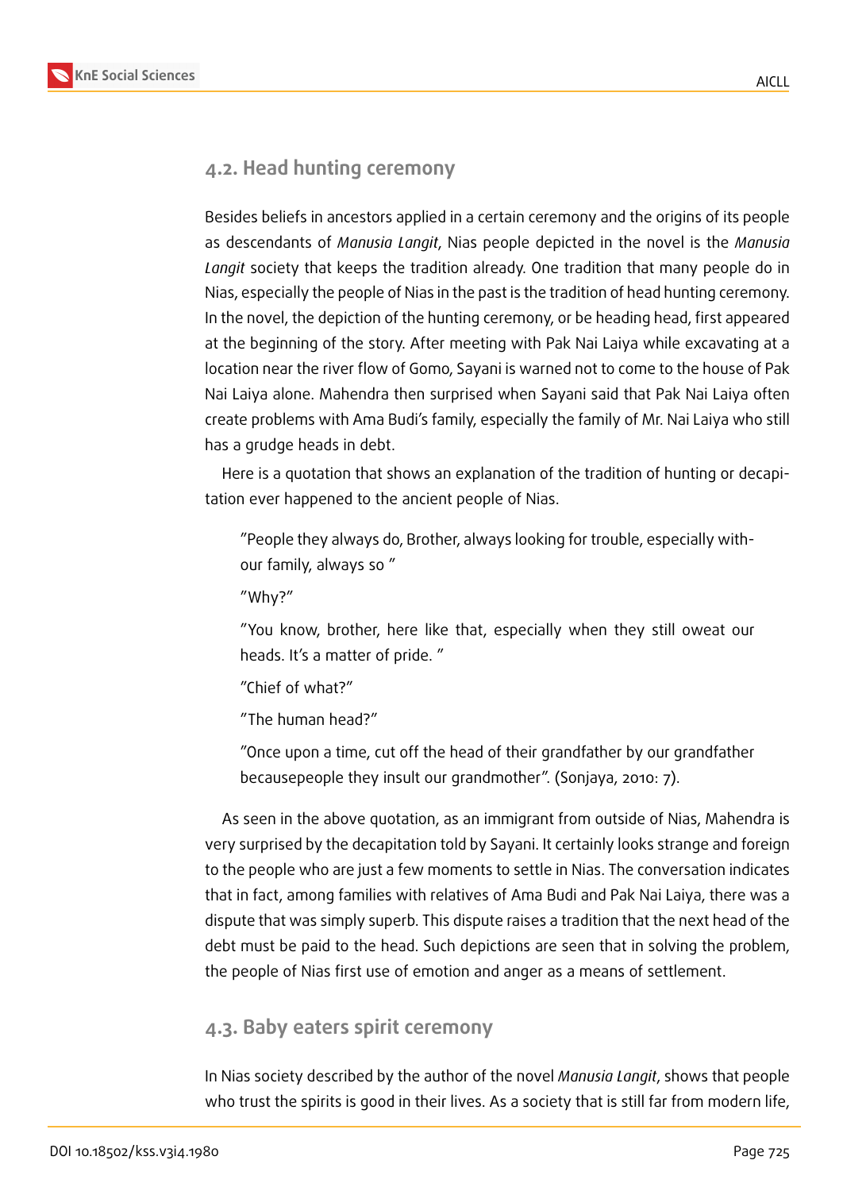## 4.2. Head hunting ceremony

Besides beliefs in ancestors applied in a certain ceremony and the origins of its people as descendants of *Manusia Langit*, Nias people depicted in the novel is the *Manusia Langit* society that keeps the tradition already. One tradition that many people do in Nias, especially the people of Nias in the past is the tradition of head hunting ceremony. In the novel, the depiction of the hunting ceremony, or be heading head, first appeared at the beginning of the story. After meeting with Pak Nai Laiya while excavating at a location near the river flow of Gomo, Sayani is warned not to come to the house of Pak Nai Laiya alone. Mahendra then surprised when Sayani said that Pak Nai Laiya often create problems with Ama Budi's family, especially the family of Mr. Nai Laiya who still has a grudge heads in debt.

Here is a quotation that shows an explanation of the tradition of hunting or decapitation ever happened to the ancient people of Nias.

> "People they always do, Brother, always looking for trouble, especially without our family, always so "
>
> "Why?"
>
> "You know, brother, here like that, especially when they still oweat our heads. It's a matter of pride. "
>
> "Chief of what?"
>
> "The human head?"
>
> "Once upon a time, cut off the head of their grandfather by our grandfather becausepeople they insult our grandmother". (Sonjaya, 2010: 7).

As seen in the above quotation, as an immigrant from outside of Nias, Mahendra is very surprised by the decapitation told by Sayani. It certainly looks strange and foreign to the people who are just a few moments to settle in Nias. The conversation indicates that in fact, among families with relatives of Ama Budi and Pak Nai Laiya, there was a dispute that was simply superb. This dispute raises a tradition that the next head of the debt must be paid to the head. Such depictions are seen that in solving the problem, the people of Nias first use of emotion and anger as a means of settlement.

## 4.3. Baby eaters spirit ceremony

In Nias society described by the author of the novel *Manusia Langit*, shows that people who trust the spirits is good in their lives. As a society that is still far from modern life,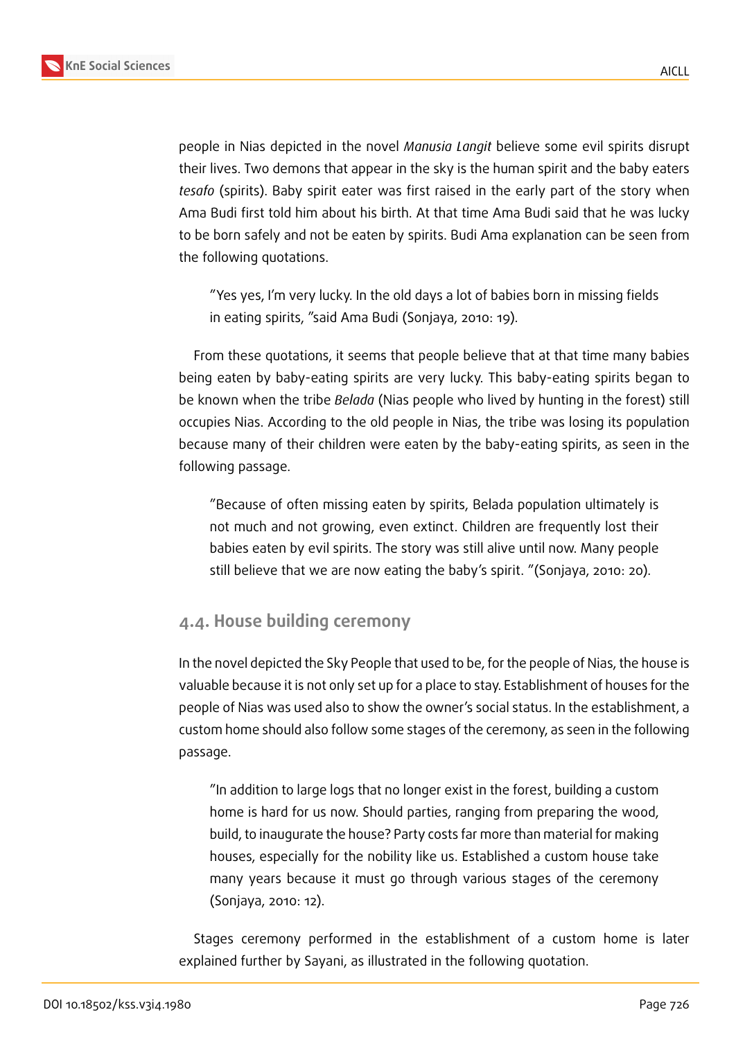people in Nias depicted in the novel *Manusia Langit* believe some evil spirits disrupt their lives. Two demons that appear in the sky is the human spirit and the baby eaters *tesafo* (spirits). Baby spirit eater was first raised in the early part of the story when Ama Budi first told him about his birth. At that time Ama Budi said that he was lucky to be born safely and not be eaten by spirits. Budi Ama explanation can be seen from the following quotations.

> "Yes yes, I'm very lucky. In the old days a lot of babies born in missing fields in eating spirits, "said Ama Budi (Sonjaya, 2010: 19).

From these quotations, it seems that people believe that at that time many babies being eaten by baby-eating spirits are very lucky. This baby-eating spirits began to be known when the tribe *Belada* (Nias people who lived by hunting in the forest) still occupies Nias. According to the old people in Nias, the tribe was losing its population because many of their children were eaten by the baby-eating spirits, as seen in the following passage.

> "Because of often missing eaten by spirits, Belada population ultimately is not much and not growing, even extinct. Children are frequently lost their babies eaten by evil spirits. The story was still alive until now. Many people still believe that we are now eating the baby's spirit. "(Sonjaya, 2010: 20).

### 4.4. House building ceremony

In the novel depicted the Sky People that used to be, for the people of Nias, the house is valuable because it is not only set up for a place to stay. Establishment of houses for the people of Nias was used also to show the owner's social status. In the establishment, a custom home should also follow some stages of the ceremony, as seen in the following passage.

> "In addition to large logs that no longer exist in the forest, building a custom home is hard for us now. Should parties, ranging from preparing the wood, build, to inaugurate the house? Party costs far more than material for making houses, especially for the nobility like us. Established a custom house take many years because it must go through various stages of the ceremony (Sonjaya, 2010: 12).

Stages ceremony performed in the establishment of a custom home is later explained further by Sayani, as illustrated in the following quotation.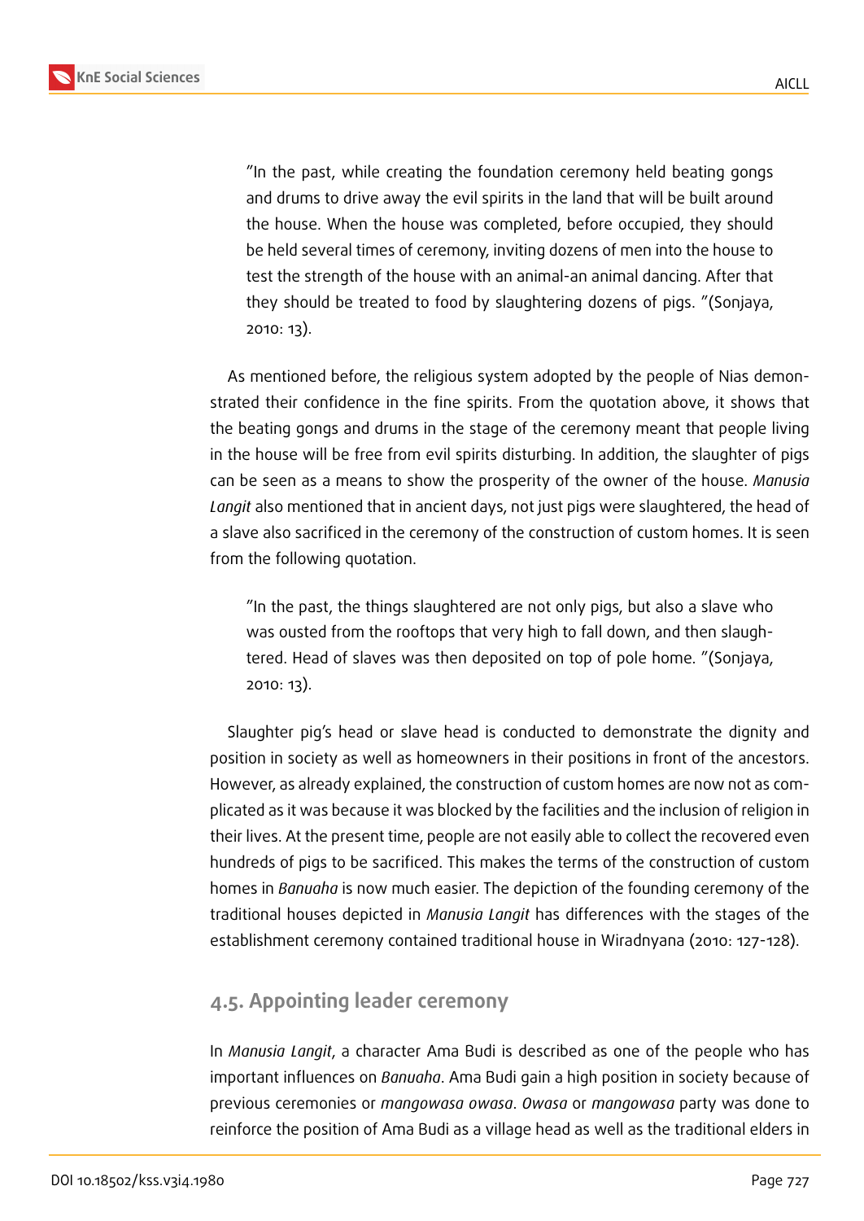> "In the past, while creating the foundation ceremony held beating gongs and drums to drive away the evil spirits in the land that will be built around the house. When the house was completed, before occupied, they should be held several times of ceremony, inviting dozens of men into the house to test the strength of the house with an animal-an animal dancing. After that they should be treated to food by slaughtering dozens of pigs. "(Sonjaya, 2010: 13).

As mentioned before, the religious system adopted by the people of Nias demonstrated their confidence in the fine spirits. From the quotation above, it shows that the beating gongs and drums in the stage of the ceremony meant that people living in the house will be free from evil spirits disturbing. In addition, the slaughter of pigs can be seen as a means to show the prosperity of the owner of the house. *Manusia Langit* also mentioned that in ancient days, not just pigs were slaughtered, the head of a slave also sacrificed in the ceremony of the construction of custom homes. It is seen from the following quotation.

> "In the past, the things slaughtered are not only pigs, but also a slave who was ousted from the rooftops that very high to fall down, and then slaughtered. Head of slaves was then deposited on top of pole home. "(Sonjaya, 2010: 13).

Slaughter pig's head or slave head is conducted to demonstrate the dignity and position in society as well as homeowners in their positions in front of the ancestors. However, as already explained, the construction of custom homes are now not as complicated as it was because it was blocked by the facilities and the inclusion of religion in their lives. At the present time, people are not easily able to collect the recovered even hundreds of pigs to be sacrificed. This makes the terms of the construction of custom homes in *Banuaha* is now much easier. The depiction of the founding ceremony of the traditional houses depicted in *Manusia Langit* has differences with the stages of the establishment ceremony contained traditional house in Wiradnyana (2010: 127-128).

## 4.5. Appointing leader ceremony

In *Manusia Langit*, a character Ama Budi is described as one of the people who has important influences on *Banuaha*. Ama Budi gain a high position in society because of previous ceremonies or *mangowasa owasa*. *Owasa* or *mangowasa* party was done to reinforce the position of Ama Budi as a village head as well as the traditional elders in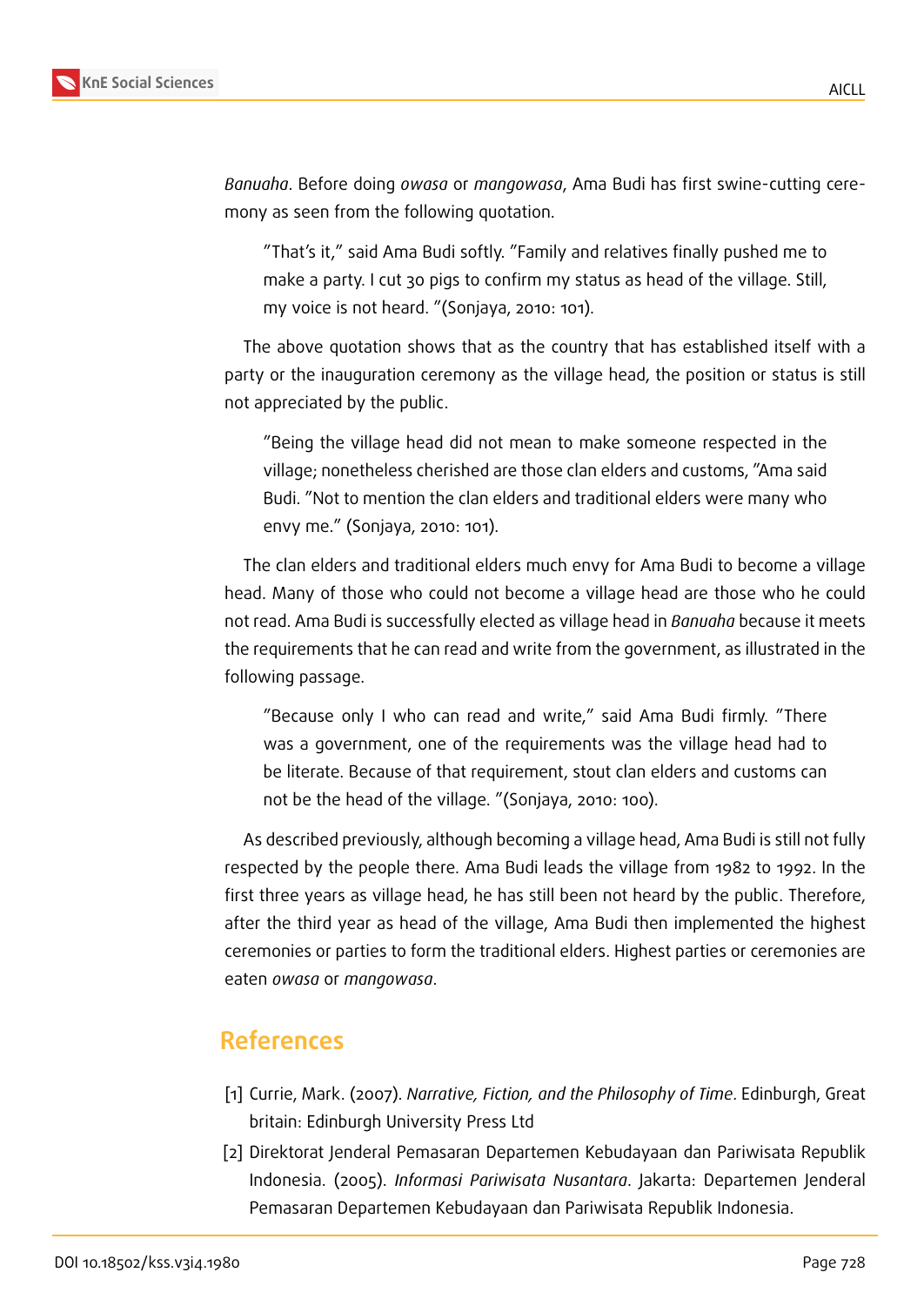*Banuaha*. Before doing *owasa* or *mangowasa*, Ama Budi has first swine-cutting ceremony as seen from the following quotation.

> "That's it," said Ama Budi softly. "Family and relatives finally pushed me to make a party. I cut 30 pigs to confirm my status as head of the village. Still, my voice is not heard. "(Sonjaya, 2010: 101).

The above quotation shows that as the country that has established itself with a party or the inauguration ceremony as the village head, the position or status is still not appreciated by the public.

> "Being the village head did not mean to make someone respected in the village; nonetheless cherished are those clan elders and customs, "Ama said Budi. "Not to mention the clan elders and traditional elders were many who envy me." (Sonjaya, 2010: 101).

The clan elders and traditional elders much envy for Ama Budi to become a village head. Many of those who could not become a village head are those who he could not read. Ama Budi is successfully elected as village head in *Banuaha* because it meets the requirements that he can read and write from the government, as illustrated in the following passage.

> "Because only I who can read and write," said Ama Budi firmly. "There was a government, one of the requirements was the village head had to be literate. Because of that requirement, stout clan elders and customs can not be the head of the village. "(Sonjaya, 2010: 100).

As described previously, although becoming a village head, Ama Budi is still not fully respected by the people there. Ama Budi leads the village from 1982 to 1992. In the first three years as village head, he has still been not heard by the public. Therefore, after the third year as head of the village, Ama Budi then implemented the highest ceremonies or parties to form the traditional elders. Highest parties or ceremonies are eaten *owasa* or *mangowasa*.

## References

[1] Currie, Mark. (2007). *Narrative, Fiction, and the Philosophy of Time*. Edinburgh, Great britain: Edinburgh University Press Ltd

[2] Direktorat Jenderal Pemasaran Departemen Kebudayaan dan Pariwisata Republik Indonesia. (2005). *Informasi Pariwisata Nusantara*. Jakarta: Departemen Jenderal Pemasaran Departemen Kebudayaan dan Pariwisata Republik Indonesia.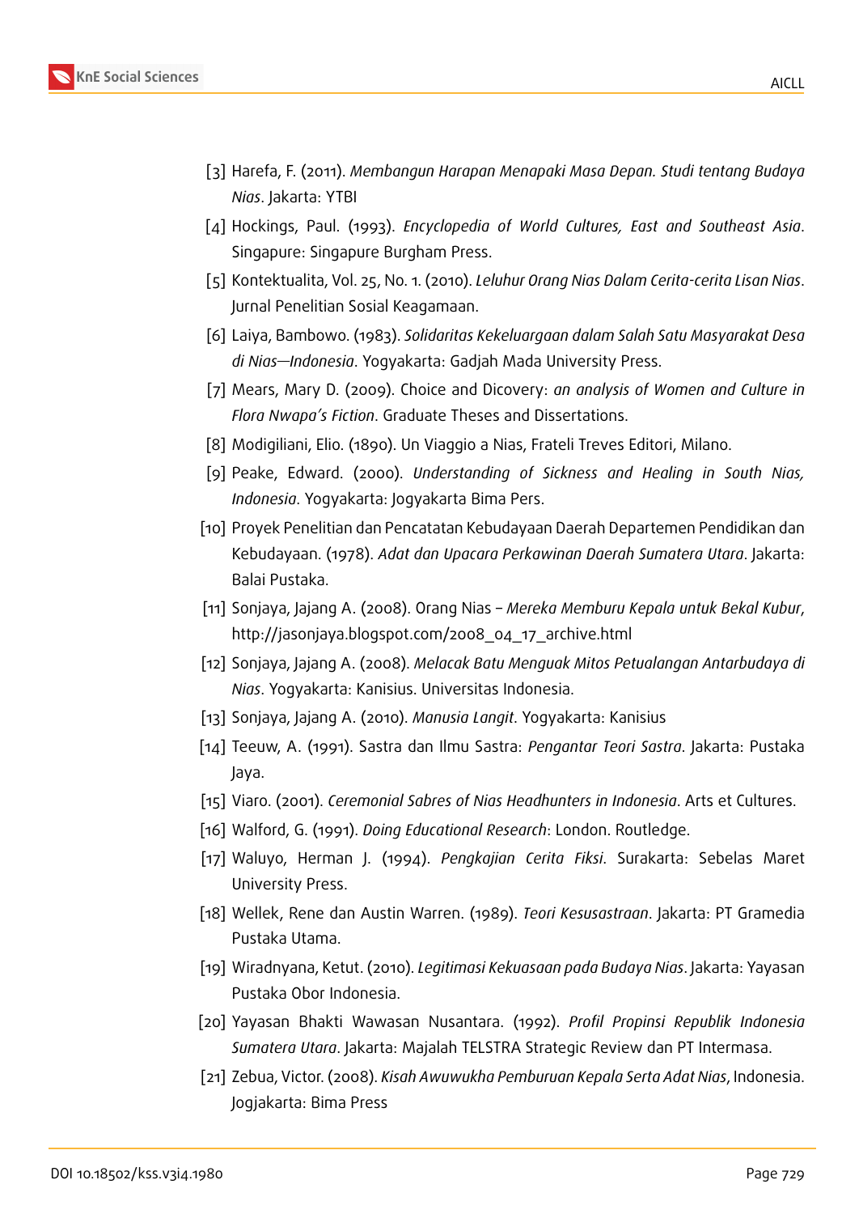[3] Harefa, F. (2011). *Membangun Harapan Menapaki Masa Depan. Studi tentang Budaya Nias*. Jakarta: YTBI

[4] Hockings, Paul. (1993). *Encyclopedia of World Cultures, East and Southeast Asia*. Singapure: Singapure Burgham Press.

[5] Kontektualita, Vol. 25, No. 1. (2010). *Leluhur Orang Nias Dalam Cerita-cerita Lisan Nias*. Jurnal Penelitian Sosial Keagamaan.

[6] Laiya, Bambowo. (1983). *Solidaritas Kekeluargaan dalam Salah Satu Masyarakat Desa di Nias—Indonesia*. Yogyakarta: Gadjah Mada University Press.

[7] Mears, Mary D. (2009). Choice and Dicovery: *an analysis of Women and Culture in Flora Nwapa's Fiction*. Graduate Theses and Dissertations.

[8] Modigiliani, Elio. (1890). Un Viaggio a Nias, Frateli Treves Editori, Milano.

[9] Peake, Edward. (2000). *Understanding of Sickness and Healing in South Nias, Indonesia*. Yogyakarta: Jogyakarta Bima Pers.

[10] Proyek Penelitian dan Pencatatan Kebudayaan Daerah Departemen Pendidikan dan Kebudayaan. (1978). *Adat dan Upacara Perkawinan Daerah Sumatera Utara*. Jakarta: Balai Pustaka.

[11] Sonjaya, Jajang A. (2008). Orang Nias – *Mereka Memburu Kepala untuk Bekal Kubur*, http://jasonjaya.blogspot.com/2008_04_17_archive.html

[12] Sonjaya, Jajang A. (2008). *Melacak Batu Menguak Mitos Petualangan Antarbudaya di Nias*. Yogyakarta: Kanisius. Universitas Indonesia.

[13] Sonjaya, Jajang A. (2010). *Manusia Langit*. Yogyakarta: Kanisius

[14] Teeuw, A. (1991). Sastra dan Ilmu Sastra: *Pengantar Teori Sastra*. Jakarta: Pustaka Jaya.

[15] Viaro. (2001). *Ceremonial Sabres of Nias Headhunters in Indonesia*. Arts et Cultures.

[16] Walford, G. (1991). *Doing Educational Research*: London. Routledge.

[17] Waluyo, Herman J. (1994). *Pengkajian Cerita Fiksi*. Surakarta: Sebelas Maret University Press.

[18] Wellek, Rene dan Austin Warren. (1989). *Teori Kesusastraan*. Jakarta: PT Gramedia Pustaka Utama.

[19] Wiradnyana, Ketut. (2010). *Legitimasi Kekuasaan pada Budaya Nias*. Jakarta: Yayasan Pustaka Obor Indonesia.

[20] Yayasan Bhakti Wawasan Nusantara. (1992). *Profil Propinsi Republik Indonesia Sumatera Utara*. Jakarta: Majalah TELSTRA Strategic Review dan PT Intermasa.

[21] Zebua, Victor. (2008). *Kisah Awuwukha Pemburuan Kepala Serta Adat Nias*, Indonesia. Jogjakarta: Bima Press